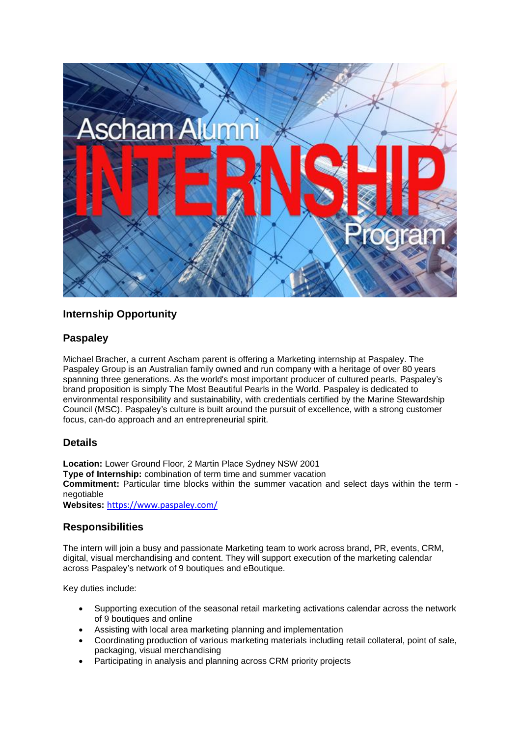## Internship Opportunity

## Paspaley

Michael Bracher, a current Ascham parent is offering a Marketing internship at Paspaley. The Paspaley Group is an Australian family owned and run company with a heritage of over 80 years spanning three generations. As the world's most important producer of cultured pearls, Paspaley's brand proposition is simply The Most Beautiful Pearls in the World. Paspaley is dedicated to environmental responsibility and sustainability, with credentials certified by the Marine Stewardship Council (MSC). Paspaley's culture is built around the pursuit of excellence, with a strong customer focus, can-do approach and an entrepreneurial spirit.

## Details

**Location:** Lower Ground Floor, 2 Martin Place Sydney NSW 2001
**Type of Internship:** combination of term time and summer vacation
**Commitment:** Particular time blocks within the summer vacation and select days within the term - negotiable
**Websites:** https://www.paspaley.com/

## Responsibilities

The intern will join a busy and passionate Marketing team to work across brand, PR, events, CRM, digital, visual merchandising and content. They will support execution of the marketing calendar across Paspaley's network of 9 boutiques and eBoutique.

Key duties include:

- Supporting execution of the seasonal retail marketing activations calendar across the network of 9 boutiques and online
- Assisting with local area marketing planning and implementation
- Coordinating production of various marketing materials including retail collateral, point of sale, packaging, visual merchandising
- Participating in analysis and planning across CRM priority projects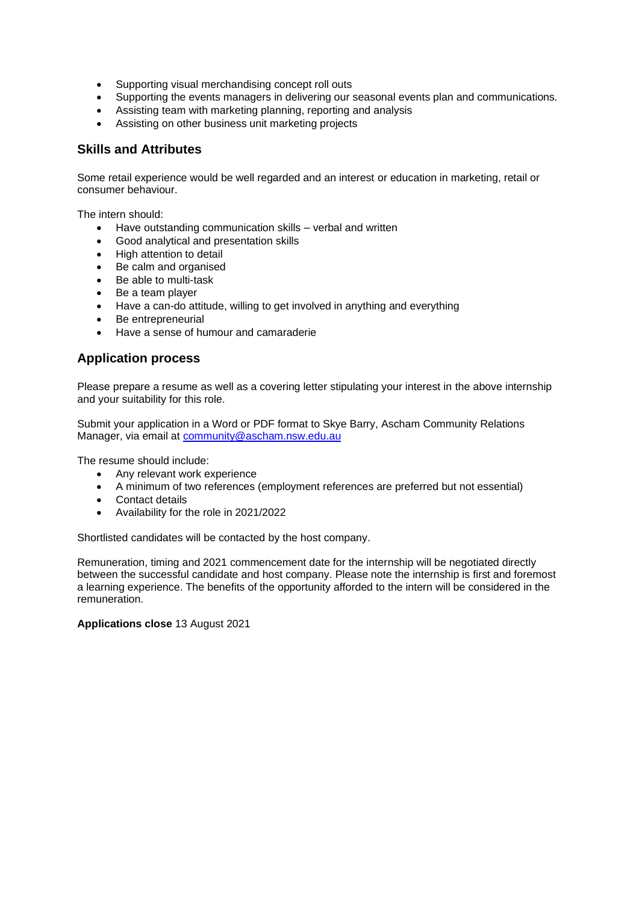- Supporting visual merchandising concept roll outs
- Supporting the events managers in delivering our seasonal events plan and communications.
- Assisting team with marketing planning, reporting and analysis
- Assisting on other business unit marketing projects

## Skills and Attributes

Some retail experience would be well regarded and an interest or education in marketing, retail or consumer behaviour.

The intern should:

- Have outstanding communication skills – verbal and written
- Good analytical and presentation skills
- High attention to detail
- Be calm and organised
- Be able to multi-task
- Be a team player
- Have a can-do attitude, willing to get involved in anything and everything
- Be entrepreneurial
- Have a sense of humour and camaraderie

## Application process

Please prepare a resume as well as a covering letter stipulating your interest in the above internship and your suitability for this role.

Submit your application in a Word or PDF format to Skye Barry, Ascham Community Relations Manager, via email at community@ascham.nsw.edu.au

The resume should include:

- Any relevant work experience
- A minimum of two references (employment references are preferred but not essential)
- Contact details
- Availability for the role in 2021/2022

Shortlisted candidates will be contacted by the host company.

Remuneration, timing and 2021 commencement date for the internship will be negotiated directly between the successful candidate and host company. Please note the internship is first and foremost a learning experience. The benefits of the opportunity afforded to the intern will be considered in the remuneration.

**Applications close** 13 August 2021